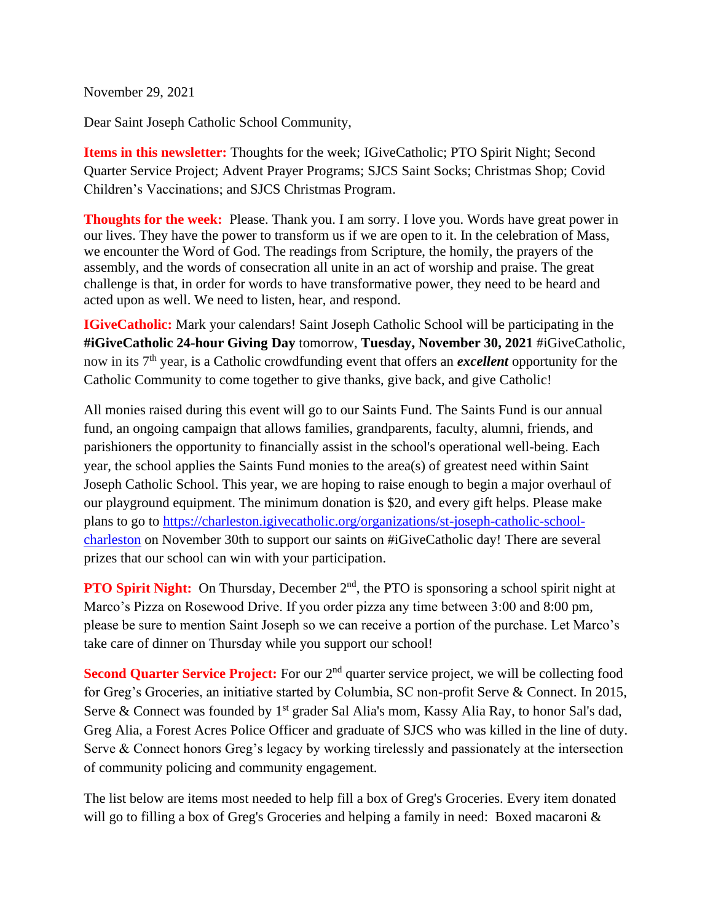November 29, 2021

Dear Saint Joseph Catholic School Community,

**Items in this newsletter:** Thoughts for the week; IGiveCatholic; PTO Spirit Night; Second Quarter Service Project; Advent Prayer Programs; SJCS Saint Socks; Christmas Shop; Covid Children's Vaccinations; and SJCS Christmas Program.

**Thoughts for the week:** Please. Thank you. I am sorry. I love you. Words have great power in our lives. They have the power to transform us if we are open to it. In the celebration of Mass, we encounter the Word of God. The readings from Scripture, the homily, the prayers of the assembly, and the words of consecration all unite in an act of worship and praise. The great challenge is that, in order for words to have transformative power, they need to be heard and acted upon as well. We need to listen, hear, and respond.

**IGiveCatholic:** Mark your calendars! Saint Joseph Catholic School will be participating in the **#iGiveCatholic 24-hour Giving Day** tomorrow, **Tuesday, November 30, 2021** #iGiveCatholic, now in its 7th year, is a Catholic crowdfunding event that offers an ***excellent*** opportunity for the Catholic Community to come together to give thanks, give back, and give Catholic!

All monies raised during this event will go to our Saints Fund. The Saints Fund is our annual fund, an ongoing campaign that allows families, grandparents, faculty, alumni, friends, and parishioners the opportunity to financially assist in the school's operational well-being. Each year, the school applies the Saints Fund monies to the area(s) of greatest need within Saint Joseph Catholic School. This year, we are hoping to raise enough to begin a major overhaul of our playground equipment. The minimum donation is $20, and every gift helps. Please make plans to go to https://charleston.igivecatholic.org/organizations/st-joseph-catholic-school-charleston on November 30th to support our saints on #iGiveCatholic day! There are several prizes that our school can win with your participation.

**PTO Spirit Night:** On Thursday, December 2nd, the PTO is sponsoring a school spirit night at Marco's Pizza on Rosewood Drive. If you order pizza any time between 3:00 and 8:00 pm, please be sure to mention Saint Joseph so we can receive a portion of the purchase. Let Marco's take care of dinner on Thursday while you support our school!

**Second Quarter Service Project:** For our 2nd quarter service project, we will be collecting food for Greg's Groceries, an initiative started by Columbia, SC non-profit Serve & Connect. In 2015, Serve & Connect was founded by 1st grader Sal Alia's mom, Kassy Alia Ray, to honor Sal's dad, Greg Alia, a Forest Acres Police Officer and graduate of SJCS who was killed in the line of duty. Serve & Connect honors Greg's legacy by working tirelessly and passionately at the intersection of community policing and community engagement.

The list below are items most needed to help fill a box of Greg's Groceries. Every item donated will go to filling a box of Greg's Groceries and helping a family in need: Boxed macaroni &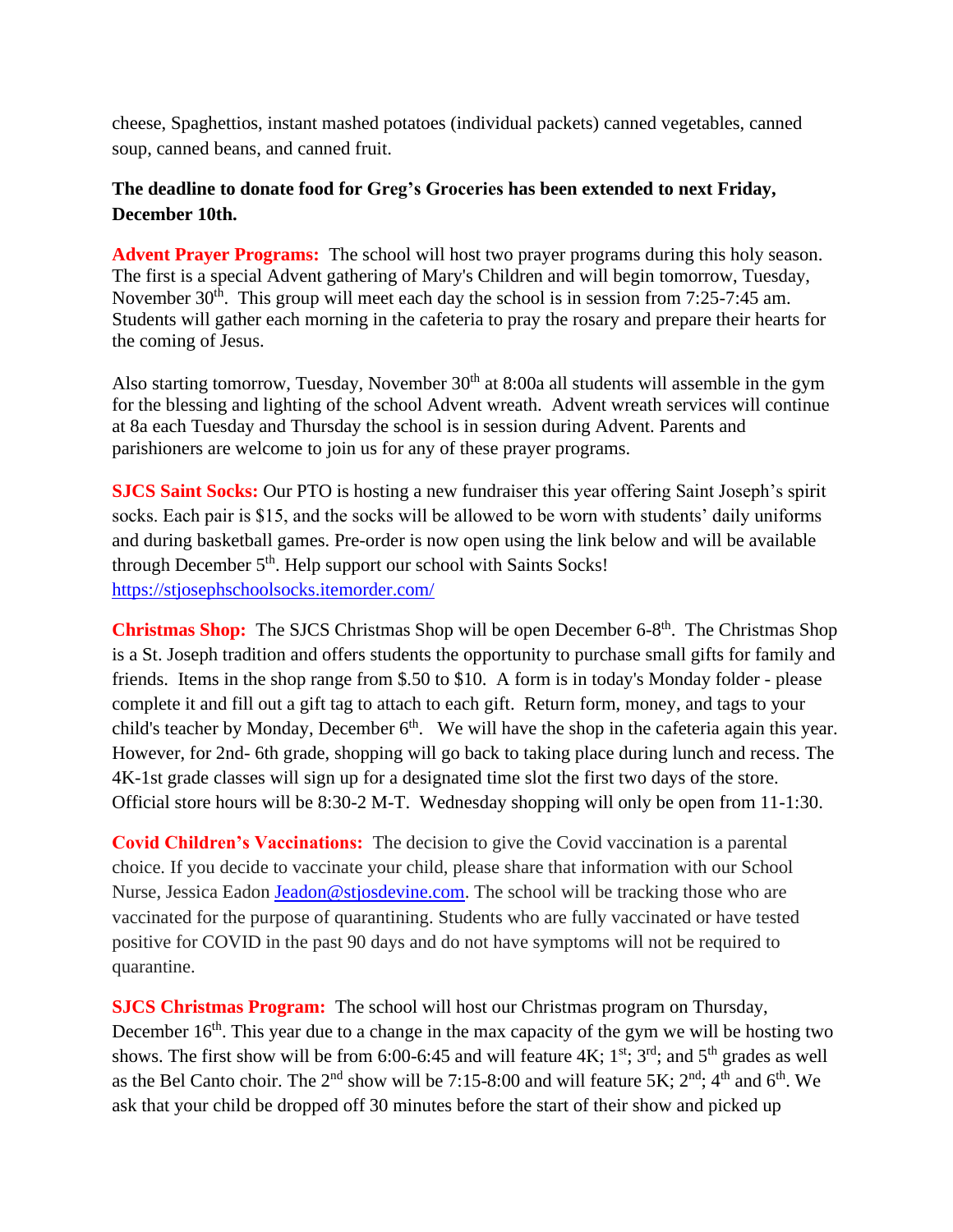cheese, Spaghettios, instant mashed potatoes (individual packets) canned vegetables, canned soup, canned beans, and canned fruit.

**The deadline to donate food for Greg's Groceries has been extended to next Friday, December 10th.**

**Advent Prayer Programs:** The school will host two prayer programs during this holy season. The first is a special Advent gathering of Mary's Children and will begin tomorrow, Tuesday, November 30th. This group will meet each day the school is in session from 7:25-7:45 am. Students will gather each morning in the cafeteria to pray the rosary and prepare their hearts for the coming of Jesus.

Also starting tomorrow, Tuesday, November 30th at 8:00a all students will assemble in the gym for the blessing and lighting of the school Advent wreath. Advent wreath services will continue at 8a each Tuesday and Thursday the school is in session during Advent. Parents and parishioners are welcome to join us for any of these prayer programs.

**SJCS Saint Socks:** Our PTO is hosting a new fundraiser this year offering Saint Joseph's spirit socks. Each pair is $15, and the socks will be allowed to be worn with students' daily uniforms and during basketball games. Pre-order is now open using the link below and will be available through December 5th. Help support our school with Saints Socks!
https://stjosephschoolsocks.itemorder.com/

**Christmas Shop:** The SJCS Christmas Shop will be open December 6-8th. The Christmas Shop is a St. Joseph tradition and offers students the opportunity to purchase small gifts for family and friends. Items in the shop range from $.50 to $10. A form is in today's Monday folder - please complete it and fill out a gift tag to attach to each gift. Return form, money, and tags to your child's teacher by Monday, December 6th. We will have the shop in the cafeteria again this year. However, for 2nd- 6th grade, shopping will go back to taking place during lunch and recess. The 4K-1st grade classes will sign up for a designated time slot the first two days of the store. Official store hours will be 8:30-2 M-T. Wednesday shopping will only be open from 11-1:30.

**Covid Children's Vaccinations:** The decision to give the Covid vaccination is a parental choice. If you decide to vaccinate your child, please share that information with our School Nurse, Jessica Eadon Jeadon@stjosdevine.com. The school will be tracking those who are vaccinated for the purpose of quarantining. Students who are fully vaccinated or have tested positive for COVID in the past 90 days and do not have symptoms will not be required to quarantine.

**SJCS Christmas Program:** The school will host our Christmas program on Thursday, December 16th. This year due to a change in the max capacity of the gym we will be hosting two shows. The first show will be from 6:00-6:45 and will feature 4K; 1st; 3rd; and 5th grades as well as the Bel Canto choir. The 2nd show will be 7:15-8:00 and will feature 5K; 2nd; 4th and 6th. We ask that your child be dropped off 30 minutes before the start of their show and picked up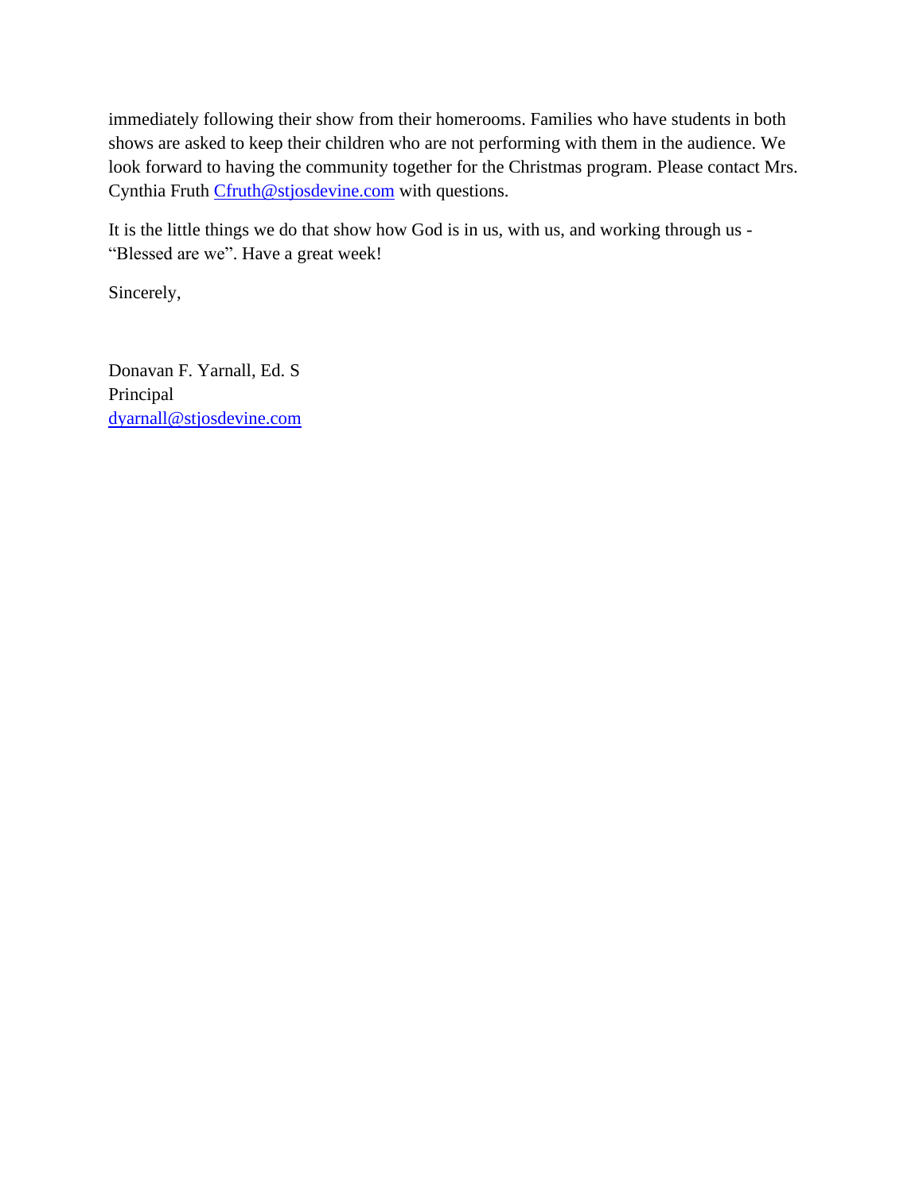immediately following their show from their homerooms. Families who have students in both shows are asked to keep their children who are not performing with them in the audience. We look forward to having the community together for the Christmas program. Please contact Mrs. Cynthia Fruth Cfruth@stjosdevine.com with questions.

It is the little things we do that show how God is in us, with us, and working through us - "Blessed are we". Have a great week!

Sincerely,

Donavan F. Yarnall, Ed. S
Principal
dyarnall@stjosdevine.com